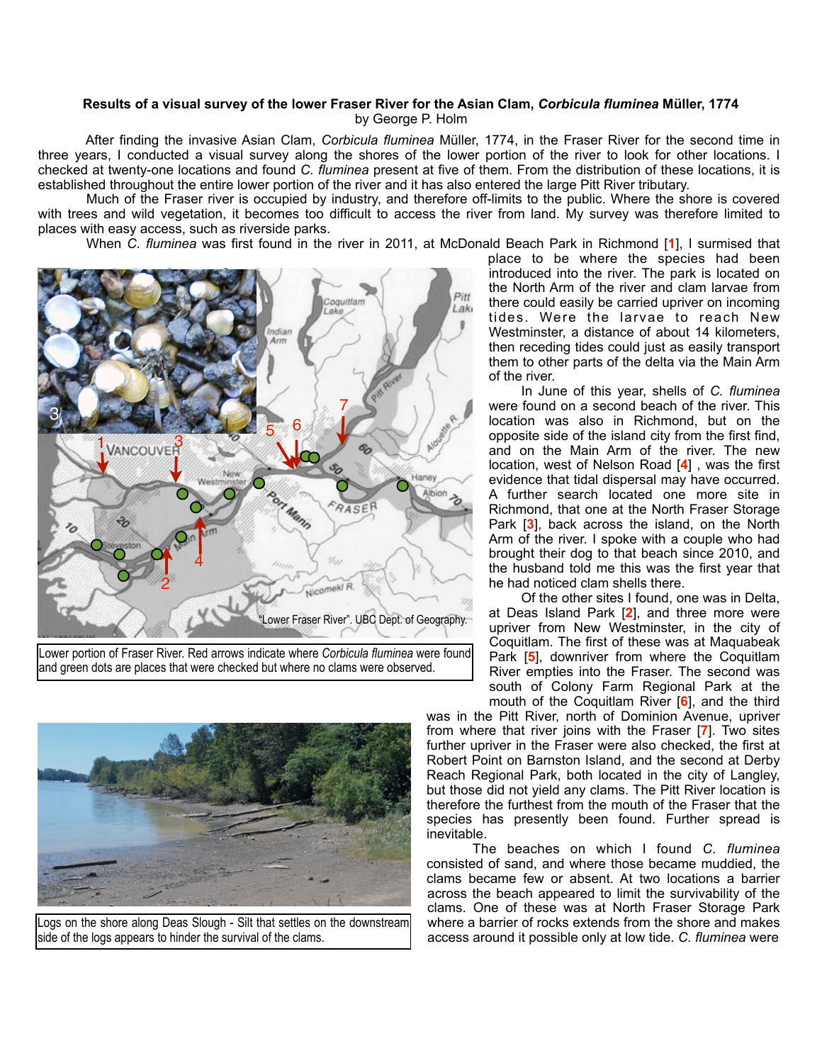**Results of a visual survey of the lower Fraser River for the Asian Clam, *Corbicula fluminea* Müller, 1774**
by George P. Holm

After finding the invasive Asian Clam, *Corbicula fluminea* Müller, 1774, in the Fraser River for the second time in three years, I conducted a visual survey along the shores of the lower portion of the river to look for other locations. I checked at twenty-one locations and found *C. fluminea* present at five of them. From the distribution of these locations, it is established throughout the entire lower portion of the river and it has also entered the large Pitt River tributary.

Much of the Fraser river is occupied by industry, and therefore off-limits to the public. Where the shore is covered with trees and wild vegetation, it becomes too difficult to access the river from land. My survey was therefore limited to places with easy access, such as riverside parks.

When *C. fluminea* was first found in the river in 2011, at McDonald Beach Park in Richmond [1], I surmised that place to be where the species had been introduced into the river. The park is located on the North Arm of the river and clam larvae from there could easily be carried upriver on incoming tides. Were the larvae to reach New Westminster, a distance of about 14 kilometers, then receding tides could just as easily transport them to other parts of the delta via the Main Arm of the river.

"Lower Fraser River". UBC Dept. of Geography.

Lower portion of Fraser River. Red arrows indicate where *Corbicula fluminea* were found and green dots are places that were checked but where no clams were observed.

In June of this year, shells of *C. fluminea* were found on a second beach of the river. This location was also in Richmond, but on the opposite side of the island city from the first find, and on the Main Arm of the river. The new location, west of Nelson Road [4] , was the first evidence that tidal dispersal may have occurred. A further search located one more site in Richmond, that one at the North Fraser Storage Park [3], back across the island, on the North Arm of the river. I spoke with a couple who had brought their dog to that beach since 2010, and the husband told me this was the first year that he had noticed clam shells there.

Of the other sites I found, one was in Delta, at Deas Island Park [2], and three more were upriver from New Westminster, in the city of Coquitlam. The first of these was at Maquabeak Park [5], downriver from where the Coquitlam River empties into the Fraser. The second was south of Colony Farm Regional Park at the mouth of the Coquitlam River [6], and the third was in the Pitt River, north of Dominion Avenue, upriver from where that river joins with the Fraser [7]. Two sites further upriver in the Fraser were also checked, the first at Robert Point on Barnston Island, and the second at Derby Reach Regional Park, both located in the city of Langley, but those did not yield any clams. The Pitt River location is therefore the furthest from the mouth of the Fraser that the species has presently been found. Further spread is inevitable.

Logs on the shore along Deas Slough - Silt that settles on the downstream side of the logs appears to hinder the survival of the clams.

The beaches on which I found *C. fluminea* consisted of sand, and where those became muddied, the clams became few or absent. At two locations a barrier across the beach appeared to limit the survivability of the clams. One of these was at North Fraser Storage Park where a barrier of rocks extends from the shore and makes access around it possible only at low tide. *C. fluminea* were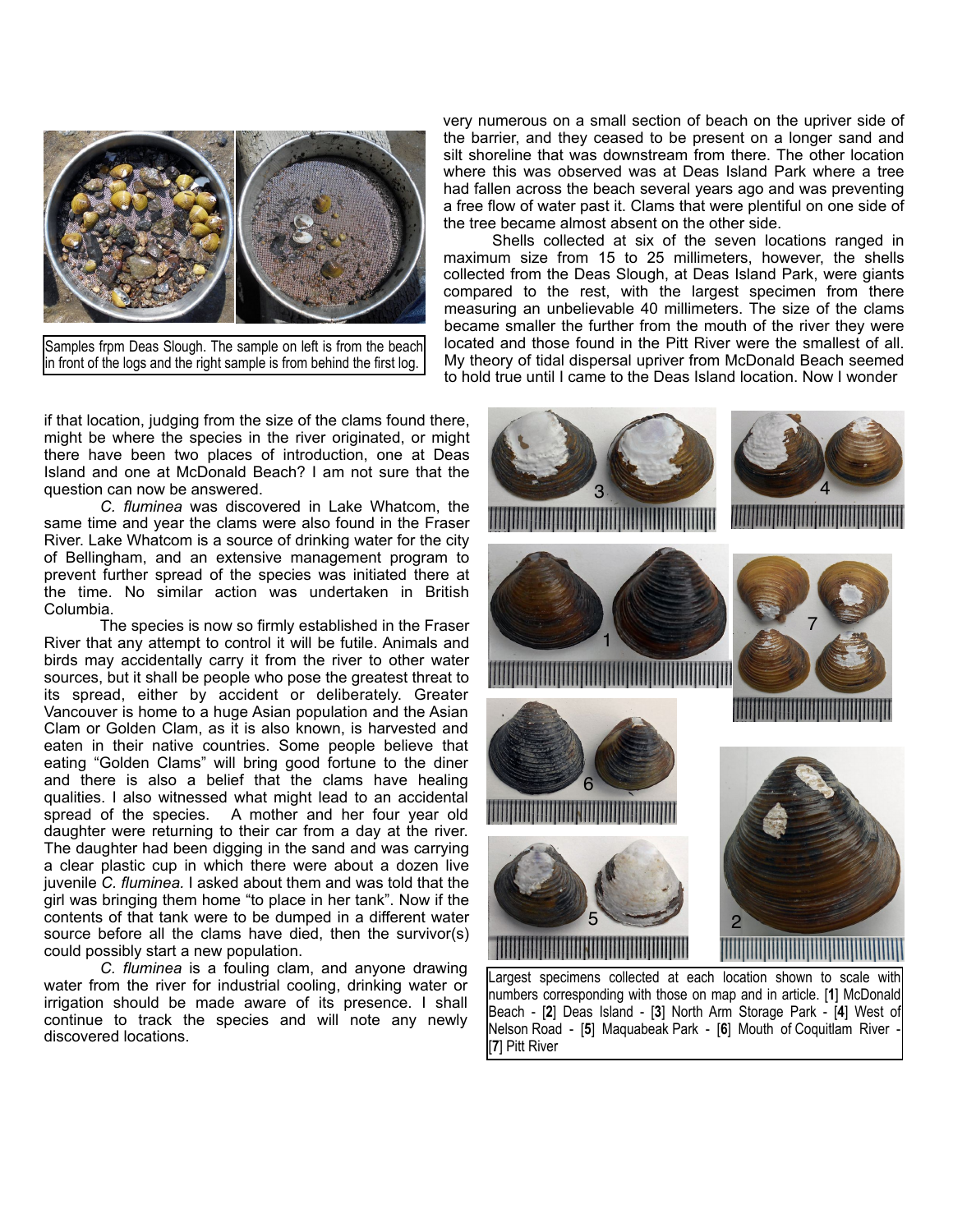Samples frpm Deas Slough. The sample on left is from the beach in front of the logs and the right sample is from behind the first log.

very numerous on a small section of beach on the upriver side of the barrier, and they ceased to be present on a longer sand and silt shoreline that was downstream from there. The other location where this was observed was at Deas Island Park where a tree had fallen across the beach several years ago and was preventing a free flow of water past it. Clams that were plentiful on one side of the tree became almost absent on the other side.

Shells collected at six of the seven locations ranged in maximum size from 15 to 25 millimeters, however, the shells collected from the Deas Slough, at Deas Island Park, were giants compared to the rest, with the largest specimen from there measuring an unbelievable 40 millimeters. The size of the clams became smaller the further from the mouth of the river they were located and those found in the Pitt River were the smallest of all. My theory of tidal dispersal upriver from McDonald Beach seemed to hold true until I came to the Deas Island location. Now I wonder if that location, judging from the size of the clams found there, might be where the species in the river originated, or might there have been two places of introduction, one at Deas Island and one at McDonald Beach? I am not sure that the question can now be answered.

*C. fluminea* was discovered in Lake Whatcom, the same time and year the clams were also found in the Fraser River. Lake Whatcom is a source of drinking water for the city of Bellingham, and an extensive management program to prevent further spread of the species was initiated there at the time. No similar action was undertaken in British Columbia.

The species is now so firmly established in the Fraser River that any attempt to control it will be futile. Animals and birds may accidentally carry it from the river to other water sources, but it shall be people who pose the greatest threat to its spread, either by accident or deliberately. Greater Vancouver is home to a huge Asian population and the Asian Clam or Golden Clam, as it is also known, is harvested and eaten in their native countries. Some people believe that eating "Golden Clams" will bring good fortune to the diner and there is also a belief that the clams have healing qualities. I also witnessed what might lead to an accidental spread of the species. A mother and her four year old daughter were returning to their car from a day at the river. The daughter had been digging in the sand and was carrying a clear plastic cup in which there were about a dozen live juvenile *C. fluminea.* I asked about them and was told that the girl was bringing them home "to place in her tank". Now if the contents of that tank were to be dumped in a different water source before all the clams have died, then the survivor(s) could possibly start a new population.

*C. fluminea* is a fouling clam, and anyone drawing water from the river for industrial cooling, drinking water or irrigation should be made aware of its presence. I shall continue to track the species and will note any newly discovered locations.

Largest specimens collected at each location shown to scale with numbers corresponding with those on map and in article. [**1**] McDonald Beach - [**2**] Deas Island - [**3**] North Arm Storage Park - [**4**] West of Nelson Road - [**5**] Maquabeak Park - [**6**] Mouth of Coquitlam River - [**7**] Pitt River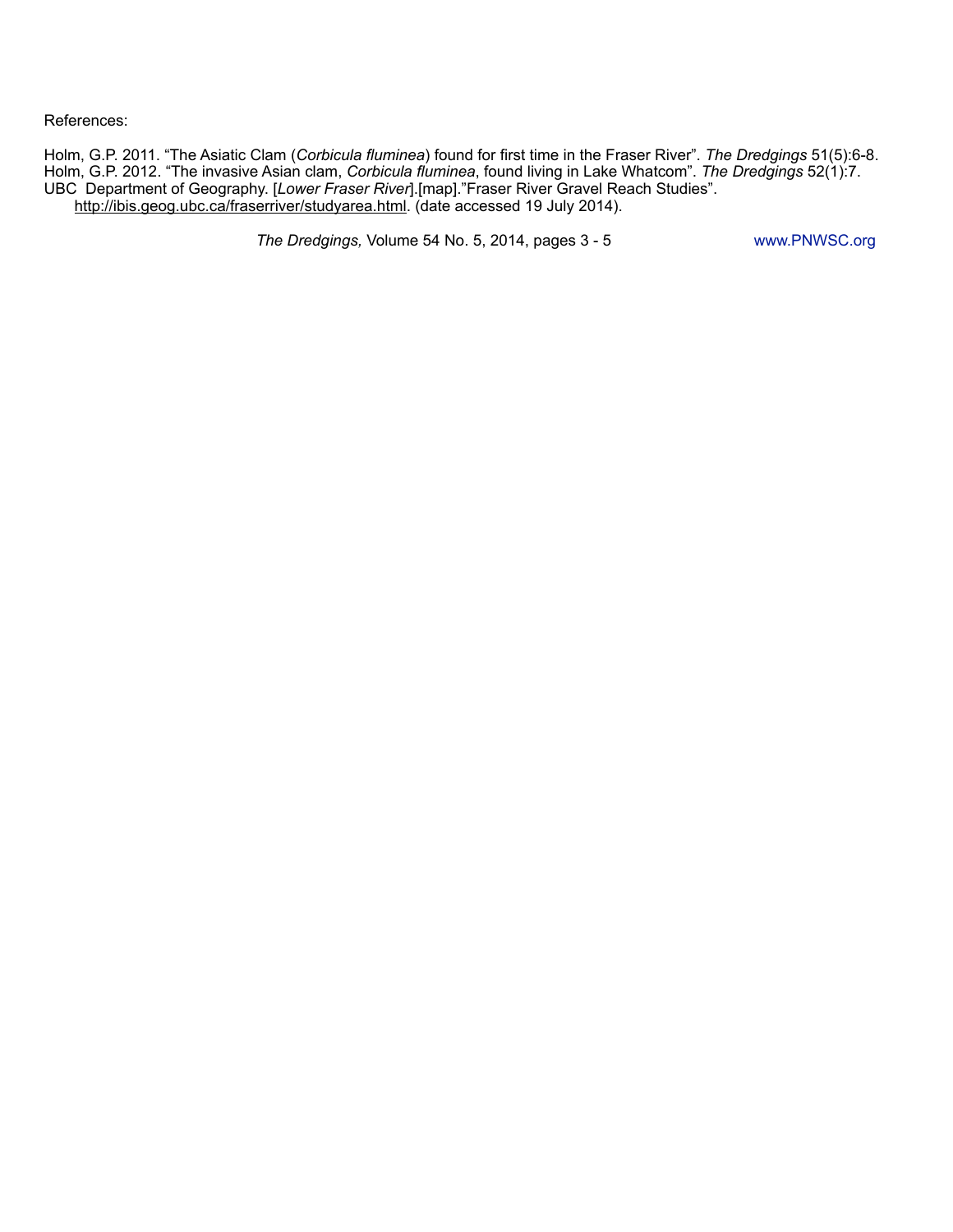References:

Holm, G.P. 2011. “The Asiatic Clam (*Corbicula fluminea*) found for first time in the Fraser River”. *The Dredgings* 51(5):6-8.
Holm, G.P. 2012. “The invasive Asian clam, *Corbicula fluminea*, found living in Lake Whatcom”. *The Dredgings* 52(1):7.
UBC Department of Geography. [*Lower Fraser River*].[map].”Fraser River Gravel Reach Studies”.
    http://ibis.geog.ubc.ca/fraserriver/studyarea.html. (date accessed 19 July 2014).